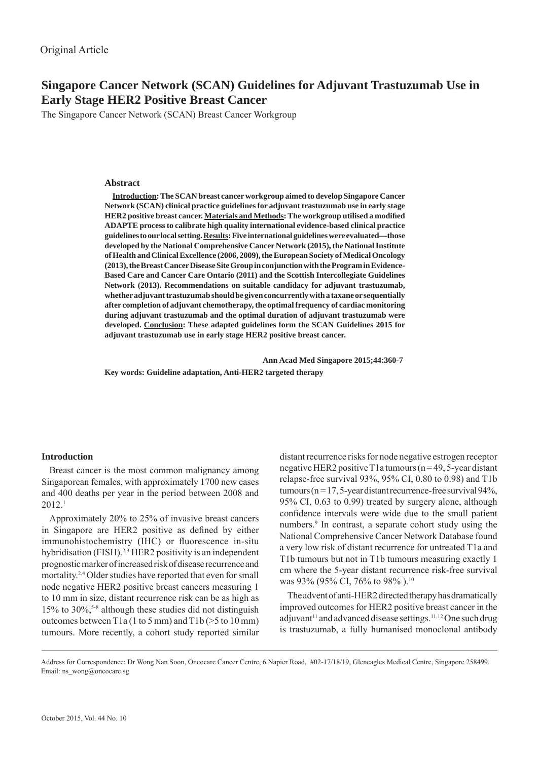Original Article

# Singapore Cancer Network (SCAN) Guidelines for Adjuvant Trastuzumab Use in Early Stage HER2 Positive Breast Cancer

The Singapore Cancer Network (SCAN) Breast Cancer Workgroup

## Abstract

**Introduction: The SCAN breast cancer workgroup aimed to develop Singapore Cancer Network (SCAN) clinical practice guidelines for adjuvant trastuzumab use in early stage HER2 positive breast cancer. Materials and Methods: The workgroup utilised a modified ADAPTE process to calibrate high quality international evidence-based clinical practice guidelines to our local setting. Results: Five international guidelines were evaluated—those developed by the National Comprehensive Cancer Network (2015), the National Institute of Health and Clinical Excellence (2006, 2009), the European Society of Medical Oncology (2013), the Breast Cancer Disease Site Group in conjunction with the Program in Evidence-Based Care and Cancer Care Ontario (2011) and the Scottish Intercollegiate Guidelines Network (2013). Recommendations on suitable candidacy for adjuvant trastuzumab, whether adjuvant trastuzumab should be given concurrently with a taxane or sequentially after completion of adjuvant chemotherapy, the optimal frequency of cardiac monitoring during adjuvant trastuzumab and the optimal duration of adjuvant trastuzumab were developed. Conclusion: These adapted guidelines form the SCAN Guidelines 2015 for adjuvant trastuzumab use in early stage HER2 positive breast cancer.**

**Ann Acad Med Singapore 2015;44:360-7**

**Key words: Guideline adaptation, Anti-HER2 targeted therapy**

## Introduction

Breast cancer is the most common malignancy among Singaporean females, with approximately 1700 new cases and 400 deaths per year in the period between 2008 and 2012.[1]

Approximately 20% to 25% of invasive breast cancers in Singapore are HER2 positive as defined by either immunohistochemistry (IHC) or fluorescence in-situ hybridisation (FISH).[2,3] HER2 positivity is an independent prognostic marker of increased risk of disease recurrence and mortality.[2,4] Older studies have reported that even for small node negative HER2 positive breast cancers measuring 1 to 10 mm in size, distant recurrence risk can be as high as 15% to 30%,[5-8] although these studies did not distinguish outcomes between T1a (1 to 5 mm) and T1b (>5 to 10 mm) tumours. More recently, a cohort study reported similar distant recurrence risks for node negative estrogen receptor negative HER2 positive T1a tumours (n = 49, 5-year distant relapse-free survival 93%, 95% CI, 0.80 to 0.98) and T1b tumours (n = 17, 5-year distant recurrence-free survival 94%, 95% CI, 0.63 to 0.99) treated by surgery alone, although confidence intervals were wide due to the small patient numbers.[9] In contrast, a separate cohort study using the National Comprehensive Cancer Network Database found a very low risk of distant recurrence for untreated T1a and T1b tumours but not in T1b tumours measuring exactly 1 cm where the 5-year distant recurrence risk-free survival was 93% (95% CI, 76% to 98% ).[10]

The advent of anti-HER2 directed therapy has dramatically improved outcomes for HER2 positive breast cancer in the adjuvant[11] and advanced disease settings.[11,12] One such drug is trastuzumab, a fully humanised monoclonal antibody

Address for Correspondence: Dr Wong Nan Soon, Oncocare Cancer Centre, 6 Napier Road, #02-17/18/19, Gleneagles Medical Centre, Singapore 258499.
Email: ns_wong@oncocare.sg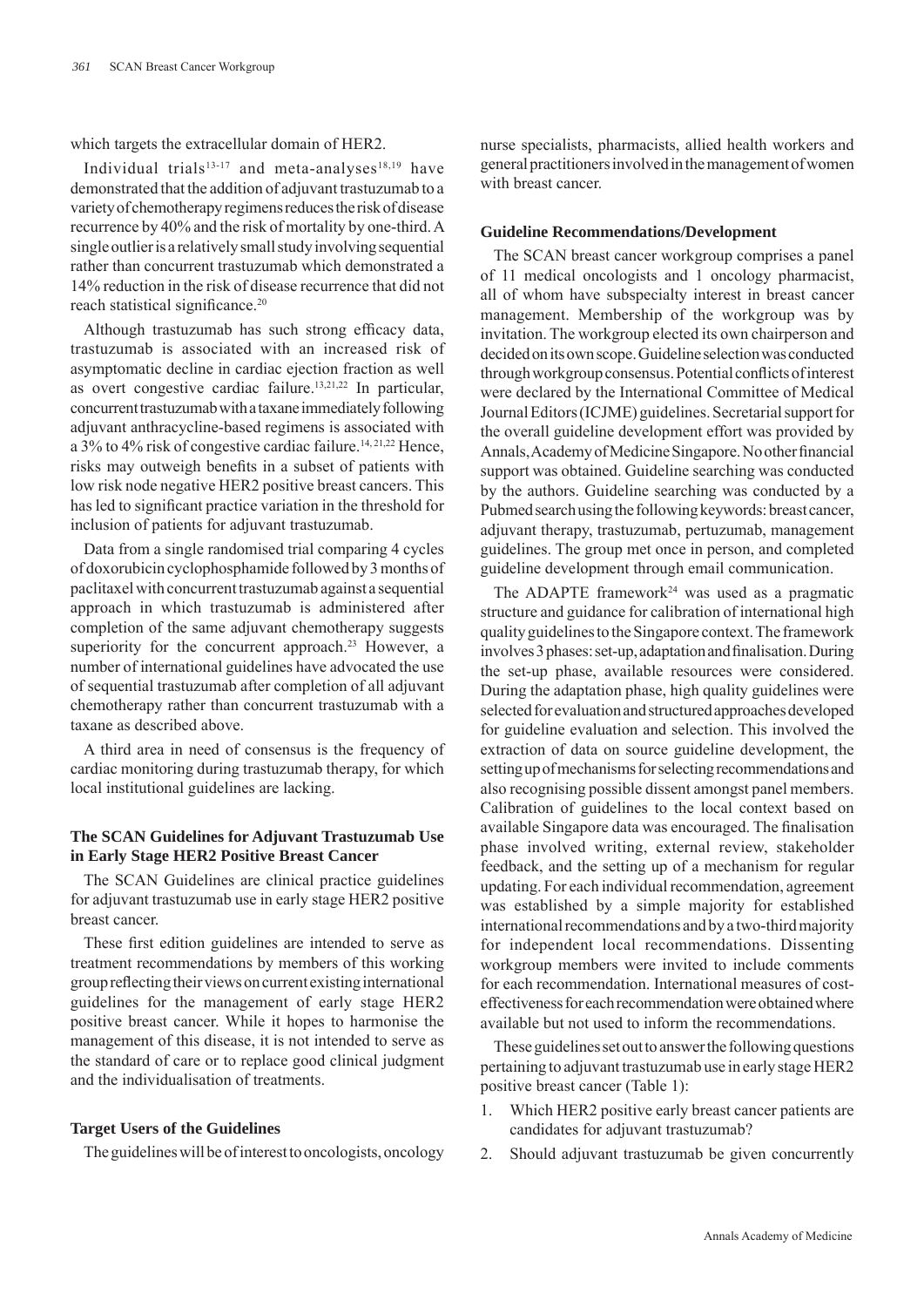which targets the extracellular domain of HER2.

Individual trials[13-17] and meta-analyses[18,19] have demonstrated that the addition of adjuvant trastuzumab to a variety of chemotherapy regimens reduces the risk of disease recurrence by 40% and the risk of mortality by one-third. A single outlier is a relatively small study involving sequential rather than concurrent trastuzumab which demonstrated a 14% reduction in the risk of disease recurrence that did not reach statistical significance.[20]

Although trastuzumab has such strong efficacy data, trastuzumab is associated with an increased risk of asymptomatic decline in cardiac ejection fraction as well as overt congestive cardiac failure.[13,21,22] In particular, concurrent trastuzumab with a taxane immediately following adjuvant anthracycline-based regimens is associated with a 3% to 4% risk of congestive cardiac failure.[14,21,22] Hence, risks may outweigh benefits in a subset of patients with low risk node negative HER2 positive breast cancers. This has led to significant practice variation in the threshold for inclusion of patients for adjuvant trastuzumab.

Data from a single randomised trial comparing 4 cycles of doxorubicin cyclophosphamide followed by 3 months of paclitaxel with concurrent trastuzumab against a sequential approach in which trastuzumab is administered after completion of the same adjuvant chemotherapy suggests superiority for the concurrent approach.[23] However, a number of international guidelines have advocated the use of sequential trastuzumab after completion of all adjuvant chemotherapy rather than concurrent trastuzumab with a taxane as described above.

A third area in need of consensus is the frequency of cardiac monitoring during trastuzumab therapy, for which local institutional guidelines are lacking.

## The SCAN Guidelines for Adjuvant Trastuzumab Use in Early Stage HER2 Positive Breast Cancer

The SCAN Guidelines are clinical practice guidelines for adjuvant trastuzumab use in early stage HER2 positive breast cancer.

These first edition guidelines are intended to serve as treatment recommendations by members of this working group reflecting their views on current existing international guidelines for the management of early stage HER2 positive breast cancer. While it hopes to harmonise the management of this disease, it is not intended to serve as the standard of care or to replace good clinical judgment and the individualisation of treatments.

### Target Users of the Guidelines

The guidelines will be of interest to oncologists, oncology nurse specialists, pharmacists, allied health workers and general practitioners involved in the management of women with breast cancer.

### Guideline Recommendations/Development

The SCAN breast cancer workgroup comprises a panel of 11 medical oncologists and 1 oncology pharmacist, all of whom have subspecialty interest in breast cancer management. Membership of the workgroup was by invitation. The workgroup elected its own chairperson and decided on its own scope. Guideline selection was conducted through workgroup consensus. Potential conflicts of interest were declared by the International Committee of Medical Journal Editors (ICJME) guidelines. Secretarial support for the overall guideline development effort was provided by Annals, Academy of Medicine Singapore. No other financial support was obtained. Guideline searching was conducted by the authors. Guideline searching was conducted by a Pubmed search using the following keywords: breast cancer, adjuvant therapy, trastuzumab, pertuzumab, management guidelines. The group met once in person, and completed guideline development through email communication.

The ADAPTE framework[24] was used as a pragmatic structure and guidance for calibration of international high quality guidelines to the Singapore context. The framework involves 3 phases: set-up, adaptation and finalisation. During the set-up phase, available resources were considered. During the adaptation phase, high quality guidelines were selected for evaluation and structured approaches developed for guideline evaluation and selection. This involved the extraction of data on source guideline development, the setting up of mechanisms for selecting recommendations and also recognising possible dissent amongst panel members. Calibration of guidelines to the local context based on available Singapore data was encouraged. The finalisation phase involved writing, external review, stakeholder feedback, and the setting up of a mechanism for regular updating. For each individual recommendation, agreement was established by a simple majority for established international recommendations and by a two-third majority for independent local recommendations. Dissenting workgroup members were invited to include comments for each recommendation. International measures of cost-effectiveness for each recommendation were obtained where available but not used to inform the recommendations.

These guidelines set out to answer the following questions pertaining to adjuvant trastuzumab use in early stage HER2 positive breast cancer (Table 1):

1. Which HER2 positive early breast cancer patients are candidates for adjuvant trastuzumab?
2. Should adjuvant trastuzumab be given concurrently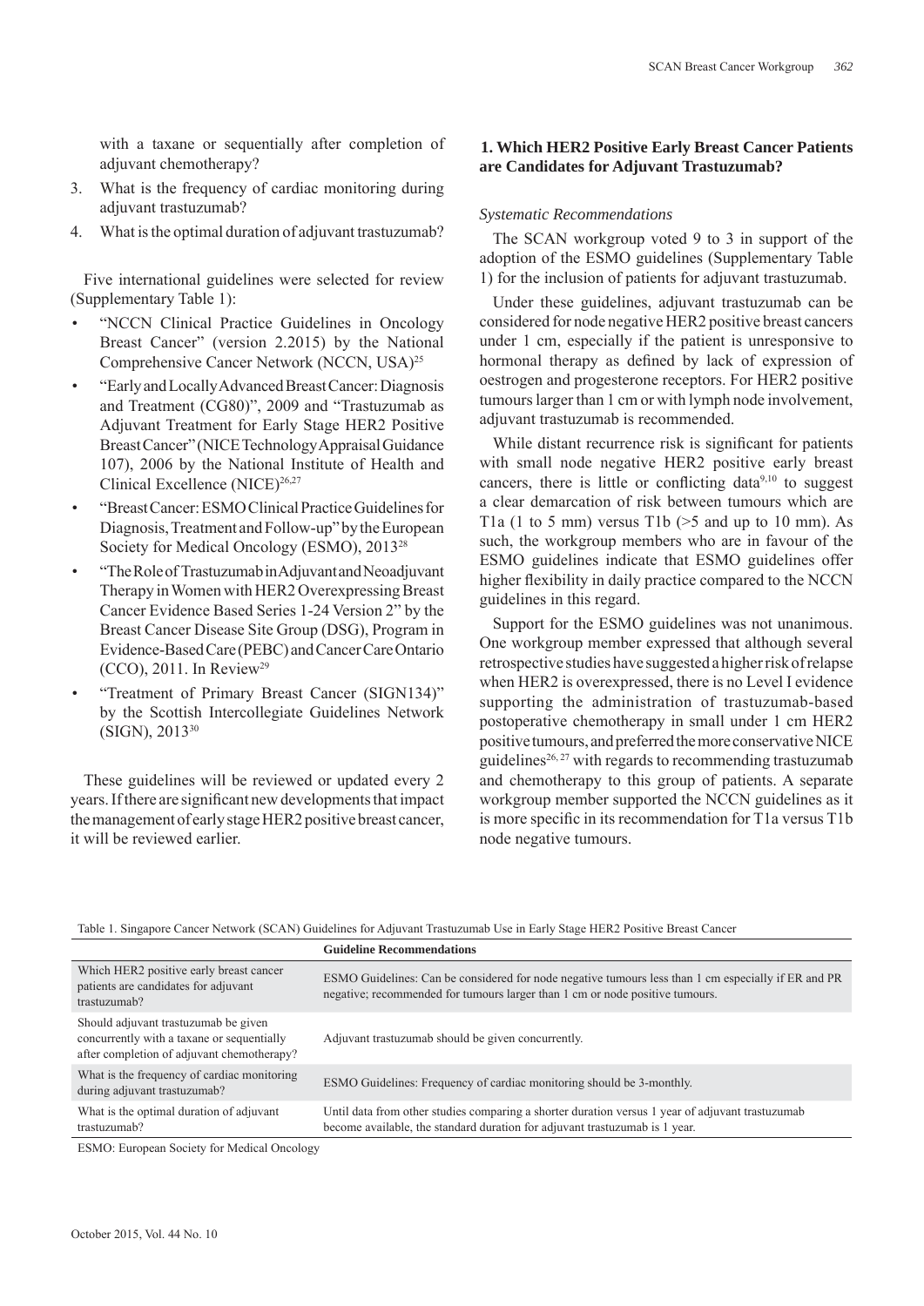with a taxane or sequentially after completion of adjuvant chemotherapy?

3. What is the frequency of cardiac monitoring during adjuvant trastuzumab?
4. What is the optimal duration of adjuvant trastuzumab?

Five international guidelines were selected for review (Supplementary Table 1):

- "NCCN Clinical Practice Guidelines in Oncology Breast Cancer" (version 2.2015) by the National Comprehensive Cancer Network (NCCN, USA)[25]
- "Early and Locally Advanced Breast Cancer: Diagnosis and Treatment (CG80)", 2009 and "Trastuzumab as Adjuvant Treatment for Early Stage HER2 Positive Breast Cancer" (NICE Technology Appraisal Guidance 107), 2006 by the National Institute of Health and Clinical Excellence (NICE)[26,27]
- "Breast Cancer: ESMO Clinical Practice Guidelines for Diagnosis, Treatment and Follow-up" by the European Society for Medical Oncology (ESMO), 2013[28]
- "The Role of Trastuzumab in Adjuvant and Neoadjuvant Therapy in Women with HER2 Overexpressing Breast Cancer Evidence Based Series 1-24 Version 2" by the Breast Cancer Disease Site Group (DSG), Program in Evidence-Based Care (PEBC) and Cancer Care Ontario (CCO), 2011. In Review[29]
- "Treatment of Primary Breast Cancer (SIGN134)" by the Scottish Intercollegiate Guidelines Network (SIGN), 2013[30]

These guidelines will be reviewed or updated every 2 years. If there are significant new developments that impact the management of early stage HER2 positive breast cancer, it will be reviewed earlier.

## 1. Which HER2 Positive Early Breast Cancer Patients are Candidates for Adjuvant Trastuzumab?

*Systematic Recommendations*

The SCAN workgroup voted 9 to 3 in support of the adoption of the ESMO guidelines (Supplementary Table 1) for the inclusion of patients for adjuvant trastuzumab.

Under these guidelines, adjuvant trastuzumab can be considered for node negative HER2 positive breast cancers under 1 cm, especially if the patient is unresponsive to hormonal therapy as defined by lack of expression of oestrogen and progesterone receptors. For HER2 positive tumours larger than 1 cm or with lymph node involvement, adjuvant trastuzumab is recommended.

While distant recurrence risk is significant for patients with small node negative HER2 positive early breast cancers, there is little or conflicting data[9,10] to suggest a clear demarcation of risk between tumours which are T1a (1 to 5 mm) versus T1b (>5 and up to 10 mm). As such, the workgroup members who are in favour of the ESMO guidelines indicate that ESMO guidelines offer higher flexibility in daily practice compared to the NCCN guidelines in this regard.

Support for the ESMO guidelines was not unanimous. One workgroup member expressed that although several retrospective studies have suggested a higher risk of relapse when HER2 is overexpressed, there is no Level I evidence supporting the administration of trastuzumab-based postoperative chemotherapy in small under 1 cm HER2 positive tumours, and preferred the more conservative NICE guidelines[26, 27] with regards to recommending trastuzumab and chemotherapy to this group of patients. A separate workgroup member supported the NCCN guidelines as it is more specific in its recommendation for T1a versus T1b node negative tumours.

Table 1. Singapore Cancer Network (SCAN) Guidelines for Adjuvant Trastuzumab Use in Early Stage HER2 Positive Breast Cancer

| | Guideline Recommendations |
|---|---|
| Which HER2 positive early breast cancer patients are candidates for adjuvant trastuzumab? | ESMO Guidelines: Can be considered for node negative tumours less than 1 cm especially if ER and PR negative; recommended for tumours larger than 1 cm or node positive tumours. |
| Should adjuvant trastuzumab be given concurrently with a taxane or sequentially after completion of adjuvant chemotherapy? | Adjuvant trastuzumab should be given concurrently. |
| What is the frequency of cardiac monitoring during adjuvant trastuzumab? | ESMO Guidelines: Frequency of cardiac monitoring should be 3-monthly. |
| What is the optimal duration of adjuvant trastuzumab? | Until data from other studies comparing a shorter duration versus 1 year of adjuvant trastuzumab become available, the standard duration for adjuvant trastuzumab is 1 year. |

ESMO: European Society for Medical Oncology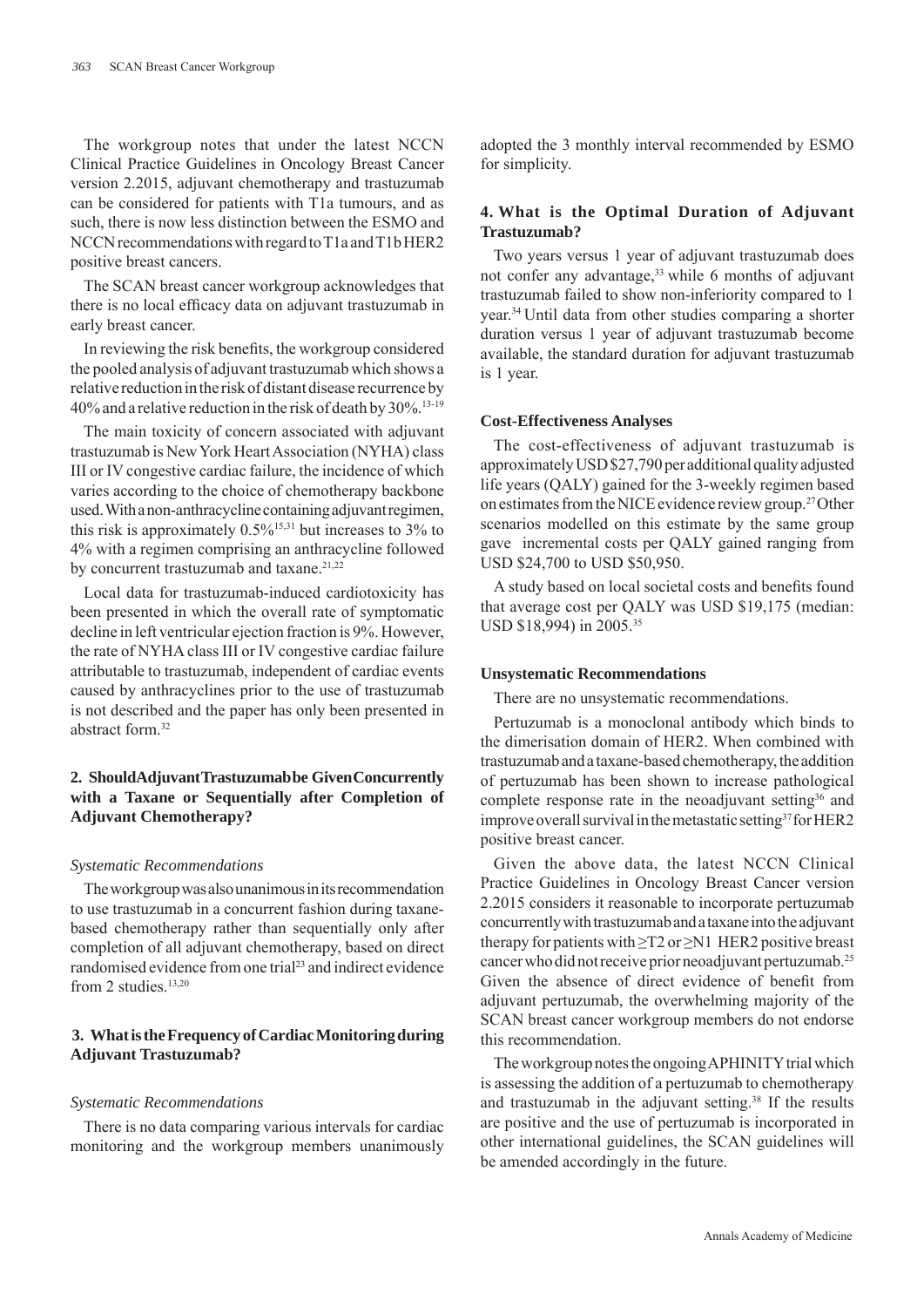The workgroup notes that under the latest NCCN Clinical Practice Guidelines in Oncology Breast Cancer version 2.2015, adjuvant chemotherapy and trastuzumab can be considered for patients with T1a tumours, and as such, there is now less distinction between the ESMO and NCCN recommendations with regard to T1a and T1b HER2 positive breast cancers.

The SCAN breast cancer workgroup acknowledges that there is no local efficacy data on adjuvant trastuzumab in early breast cancer.

In reviewing the risk benefits, the workgroup considered the pooled analysis of adjuvant trastuzumab which shows a relative reduction in the risk of distant disease recurrence by 40% and a relative reduction in the risk of death by 30%.[13-19]

The main toxicity of concern associated with adjuvant trastuzumab is New York Heart Association (NYHA) class III or IV congestive cardiac failure, the incidence of which varies according to the choice of chemotherapy backbone used. With a non-anthracycline containing adjuvant regimen, this risk is approximately 0.5%[15,31] but increases to 3% to 4% with a regimen comprising an anthracycline followed by concurrent trastuzumab and taxane.[21,22]

Local data for trastuzumab-induced cardiotoxicity has been presented in which the overall rate of symptomatic decline in left ventricular ejection fraction is 9%. However, the rate of NYHA class III or IV congestive cardiac failure attributable to trastuzumab, independent of cardiac events caused by anthracyclines prior to the use of trastuzumab is not described and the paper has only been presented in abstract form.[32]

### 2. Should Adjuvant Trastuzumab be Given Concurrently with a Taxane or Sequentially after Completion of Adjuvant Chemotherapy?

*Systematic Recommendations*

The workgroup was also unanimous in its recommendation to use trastuzumab in a concurrent fashion during taxane-based chemotherapy rather than sequentially only after completion of all adjuvant chemotherapy, based on direct randomised evidence from one trial[23] and indirect evidence from 2 studies.[13,20]

### 3. What is the Frequency of Cardiac Monitoring during Adjuvant Trastuzumab?

*Systematic Recommendations*

There is no data comparing various intervals for cardiac monitoring and the workgroup members unanimously adopted the 3 monthly interval recommended by ESMO for simplicity.

### 4. What is the Optimal Duration of Adjuvant Trastuzumab?

Two years versus 1 year of adjuvant trastuzumab does not confer any advantage,[33] while 6 months of adjuvant trastuzumab failed to show non-inferiority compared to 1 year.[34] Until data from other studies comparing a shorter duration versus 1 year of adjuvant trastuzumab become available, the standard duration for adjuvant trastuzumab is 1 year.

#### Cost-Effectiveness Analyses

The cost-effectiveness of adjuvant trastuzumab is approximately USD $27,790 per additional quality adjusted life years (QALY) gained for the 3-weekly regimen based on estimates from the NICE evidence review group.[27] Other scenarios modelled on this estimate by the same group gave incremental costs per QALY gained ranging from USD $24,700 to USD $50,950.

A study based on local societal costs and benefits found that average cost per QALY was USD $19,175 (median: USD $18,994) in 2005.[35]

#### Unsystematic Recommendations

There are no unsystematic recommendations.

Pertuzumab is a monoclonal antibody which binds to the dimerisation domain of HER2. When combined with trastuzumab and a taxane-based chemotherapy, the addition of pertuzumab has been shown to increase pathological complete response rate in the neoadjuvant setting[36] and improve overall survival in the metastatic setting[37] for HER2 positive breast cancer.

Given the above data, the latest NCCN Clinical Practice Guidelines in Oncology Breast Cancer version 2.2015 considers it reasonable to incorporate pertuzumab concurrently with trastuzumab and a taxane into the adjuvant therapy for patients with ≥T2 or ≥N1 HER2 positive breast cancer who did not receive prior neoadjuvant pertuzumab.[25] Given the absence of direct evidence of benefit from adjuvant pertuzumab, the overwhelming majority of the SCAN breast cancer workgroup members do not endorse this recommendation.

The workgroup notes the ongoing APHINITY trial which is assessing the addition of a pertuzumab to chemotherapy and trastuzumab in the adjuvant setting.[38] If the results are positive and the use of pertuzumab is incorporated in other international guidelines, the SCAN guidelines will be amended accordingly in the future.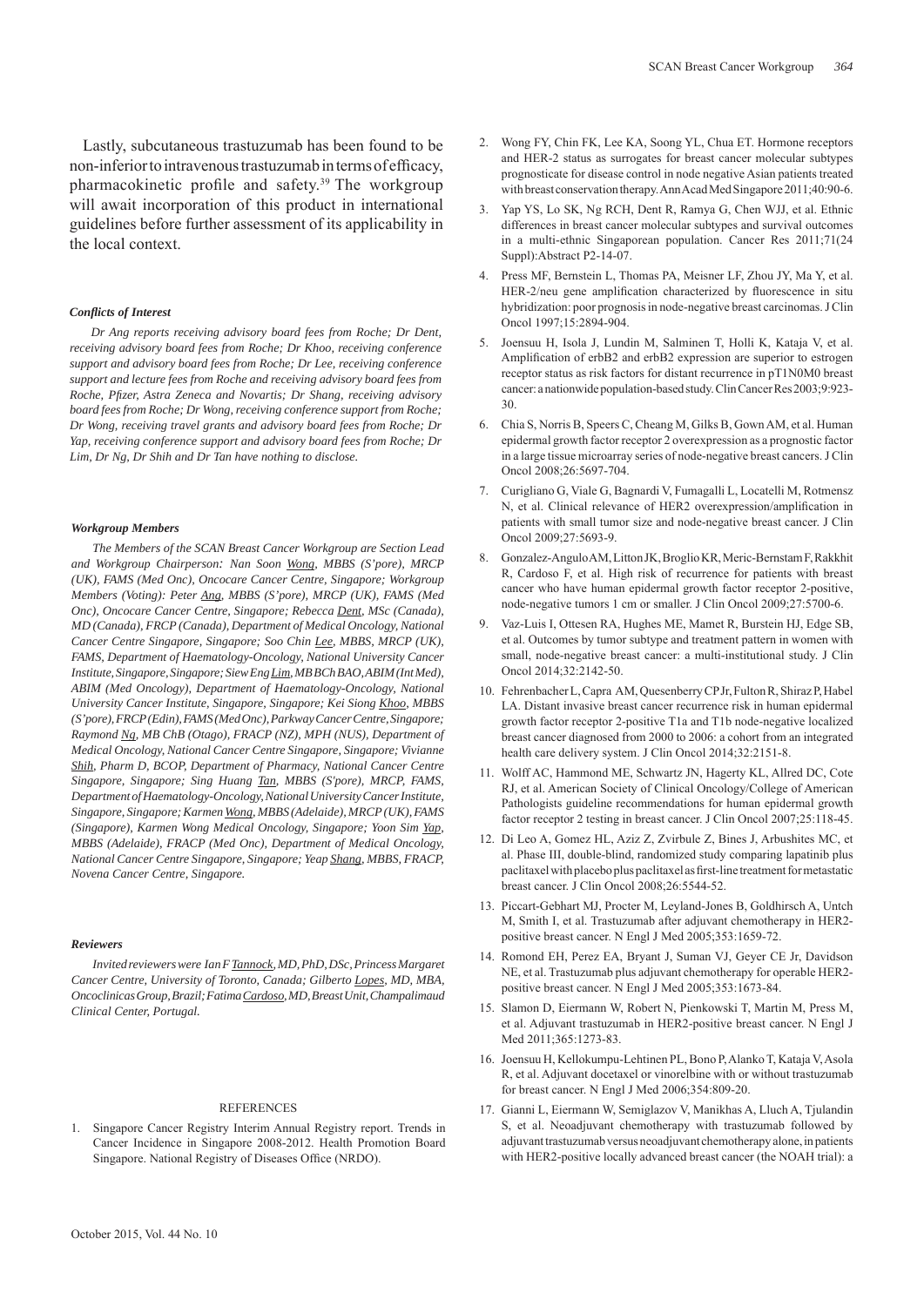Lastly, subcutaneous trastuzumab has been found to be non-inferior to intravenous trastuzumab in terms of efficacy, pharmacokinetic profile and safety.[39] The workgroup will await incorporation of this product in international guidelines before further assessment of its applicability in the local context.

### *Conflicts of Interest*

*Dr Ang reports receiving advisory board fees from Roche; Dr Dent, receiving advisory board fees from Roche; Dr Khoo, receiving conference support and advisory board fees from Roche; Dr Lee, receiving conference support and lecture fees from Roche and receiving advisory board fees from Roche, Pfizer, Astra Zeneca and Novartis; Dr Shang, receiving advisory board fees from Roche; Dr Wong, receiving conference support from Roche; Dr Wong, receiving travel grants and advisory board fees from Roche; Dr Yap, receiving conference support and advisory board fees from Roche; Dr Lim, Dr Ng, Dr Shih and Dr Tan have nothing to disclose.*

### *Workgroup Members*

*The Members of the SCAN Breast Cancer Workgroup are Section Lead and Workgroup Chairperson: Nan Soon Wong, MBBS (S'pore), MRCP (UK), FAMS (Med Onc), Oncocare Cancer Centre, Singapore; Workgroup Members (Voting): Peter Ang, MBBS (S'pore), MRCP (UK), FAMS (Med Onc), Oncocare Cancer Centre, Singapore; Rebecca Dent, MSc (Canada), MD (Canada), FRCP (Canada), Department of Medical Oncology, National Cancer Centre Singapore, Singapore; Soo Chin Lee, MBBS, MRCP (UK), FAMS, Department of Haematology-Oncology, National University Cancer Institute, Singapore, Singapore; Siew Eng Lim, MB BCh BAO, ABIM (Int Med), ABIM (Med Oncology), Department of Haematology-Oncology, National University Cancer Institute, Singapore, Singapore; Kei Siong Khoo, MBBS (S'pore), FRCP (Edin), FAMS (Med Onc), Parkway Cancer Centre, Singapore; Raymond Ng, MB ChB (Otago), FRACP (NZ), MPH (NUS), Department of Medical Oncology, National Cancer Centre Singapore, Singapore; Vivianne Shih, Pharm D, BCOP, Department of Pharmacy, National Cancer Centre Singapore, Singapore; Sing Huang Tan, MBBS (S'pore), MRCP, FAMS, Department of Haematology-Oncology, National University Cancer Institute, Singapore, Singapore; Karmen Wong, MBBS (Adelaide), MRCP (UK), FAMS (Singapore), Karmen Wong Medical Oncology, Singapore; Yoon Sim Yap, MBBS (Adelaide), FRACP (Med Onc), Department of Medical Oncology, National Cancer Centre Singapore, Singapore; Yeap Shang, MBBS, FRACP, Novena Cancer Centre, Singapore.*

### *Reviewers*

*Invited reviewers were Ian F Tannock, MD, PhD, DSc, Princess Margaret Cancer Centre, University of Toronto, Canada; Gilberto Lopes, MD, MBA, Oncoclinicas Group, Brazil; Fatima Cardoso, MD, Breast Unit, Champalimaud Clinical Center, Portugal.*

## REFERENCES

1. Singapore Cancer Registry Interim Annual Registry report. Trends in Cancer Incidence in Singapore 2008-2012. Health Promotion Board Singapore. National Registry of Diseases Office (NRDO).
2. Wong FY, Chin FK, Lee KA, Soong YL, Chua ET. Hormone receptors and HER-2 status as surrogates for breast cancer molecular subtypes prognosticate for disease control in node negative Asian patients treated with breast conservation therapy. Ann Acad Med Singapore 2011;40:90-6.
3. Yap YS, Lo SK, Ng RCH, Dent R, Ramya G, Chen WJJ, et al. Ethnic differences in breast cancer molecular subtypes and survival outcomes in a multi-ethnic Singaporean population. Cancer Res 2011;71(24 Suppl):Abstract P2-14-07.
4. Press MF, Bernstein L, Thomas PA, Meisner LF, Zhou JY, Ma Y, et al. HER-2/neu gene amplification characterized by fluorescence in situ hybridization: poor prognosis in node-negative breast carcinomas. J Clin Oncol 1997;15:2894-904.
5. Joensuu H, Isola J, Lundin M, Salminen T, Holli K, Kataja V, et al. Amplification of erbB2 and erbB2 expression are superior to estrogen receptor status as risk factors for distant recurrence in pT1N0M0 breast cancer: a nationwide population-based study. Clin Cancer Res 2003;9:923-30.
6. Chia S, Norris B, Speers C, Cheang M, Gilks B, Gown AM, et al. Human epidermal growth factor receptor 2 overexpression as a prognostic factor in a large tissue microarray series of node-negative breast cancers. J Clin Oncol 2008;26:5697-704.
7. Curigliano G, Viale G, Bagnardi V, Fumagalli L, Locatelli M, Rotmensz N, et al. Clinical relevance of HER2 overexpression/amplification in patients with small tumor size and node-negative breast cancer. J Clin Oncol 2009;27:5693-9.
8. Gonzalez-Angulo AM, Litton JK, Broglio KR, Meric-Bernstam F, Rakkhit R, Cardoso F, et al. High risk of recurrence for patients with breast cancer who have human epidermal growth factor receptor 2-positive, node-negative tumors 1 cm or smaller. J Clin Oncol 2009;27:5700-6.
9. Vaz-Luis I, Ottesen RA, Hughes ME, Mamet R, Burstein HJ, Edge SB, et al. Outcomes by tumor subtype and treatment pattern in women with small, node-negative breast cancer: a multi-institutional study. J Clin Oncol 2014;32:2142-50.
10. Fehrenbacher L, Capra AM, Quesenberry CP Jr, Fulton R, Shiraz P, Habel LA. Distant invasive breast cancer recurrence risk in human epidermal growth factor receptor 2-positive T1a and T1b node-negative localized breast cancer diagnosed from 2000 to 2006: a cohort from an integrated health care delivery system. J Clin Oncol 2014;32:2151-8.
11. Wolff AC, Hammond ME, Schwartz JN, Hagerty KL, Allred DC, Cote RJ, et al. American Society of Clinical Oncology/College of American Pathologists guideline recommendations for human epidermal growth factor receptor 2 testing in breast cancer. J Clin Oncol 2007;25:118-45.
12. Di Leo A, Gomez HL, Aziz Z, Zvirbule Z, Bines J, Arbushites MC, et al. Phase III, double-blind, randomized study comparing lapatinib plus paclitaxel with placebo plus paclitaxel as first-line treatment for metastatic breast cancer. J Clin Oncol 2008;26:5544-52.
13. Piccart-Gebhart MJ, Procter M, Leyland-Jones B, Goldhirsch A, Untch M, Smith I, et al. Trastuzumab after adjuvant chemotherapy in HER2-positive breast cancer. N Engl J Med 2005;353:1659-72.
14. Romond EH, Perez EA, Bryant J, Suman VJ, Geyer CE Jr, Davidson NE, et al. Trastuzumab plus adjuvant chemotherapy for operable HER2-positive breast cancer. N Engl J Med 2005;353:1673-84.
15. Slamon D, Eiermann W, Robert N, Pienkowski T, Martin M, Press M, et al. Adjuvant trastuzumab in HER2-positive breast cancer. N Engl J Med 2011;365:1273-83.
16. Joensuu H, Kellokumpu-Lehtinen PL, Bono P, Alanko T, Kataja V, Asola R, et al. Adjuvant docetaxel or vinorelbine with or without trastuzumab for breast cancer. N Engl J Med 2006;354:809-20.
17. Gianni L, Eiermann W, Semiglazov V, Manikhas A, Lluch A, Tjulandin S, et al. Neoadjuvant chemotherapy with trastuzumab followed by adjuvant trastuzumab versus neoadjuvant chemotherapy alone, in patients with HER2-positive locally advanced breast cancer (the NOAH trial): a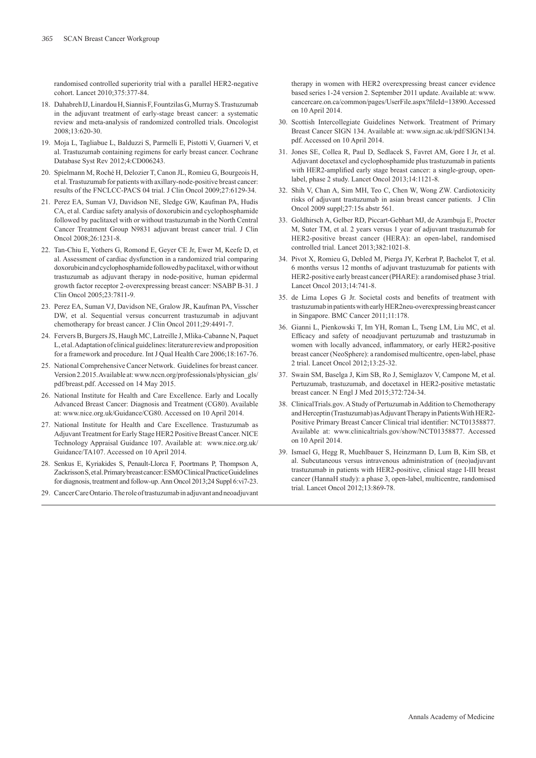randomised controlled superiority trial with a parallel HER2-negative cohort. Lancet 2010;375:377-84.

18. Dahabreh IJ, Linardou H, Siannis F, Fountzilas G, Murray S. Trastuzumab in the adjuvant treatment of early-stage breast cancer: a systematic review and meta-analysis of randomized controlled trials. Oncologist 2008;13:620-30.
19. Moja L, Tagliabue L, Balduzzi S, Parmelli E, Pistotti V, Guarneri V, et al. Trastuzumab containing regimens for early breast cancer. Cochrane Database Syst Rev 2012;4:CD006243.
20. Spielmann M, Roché H, Delozier T, Canon JL, Romieu G, Bourgeois H, et al. Trastuzumab for patients with axillary-node-positive breast cancer: results of the FNCLCC-PACS 04 trial. J Clin Oncol 2009;27:6129-34.
21. Perez EA, Suman VJ, Davidson NE, Sledge GW, Kaufman PA, Hudis CA, et al. Cardiac safety analysis of doxorubicin and cyclophosphamide followed by paclitaxel with or without trastuzumab in the North Central Cancer Treatment Group N9831 adjuvant breast cancer trial. J Clin Oncol 2008;26:1231-8.
22. Tan-Chiu E, Yothers G, Romond E, Geyer CE Jr, Ewer M, Keefe D, et al. Assessment of cardiac dysfunction in a randomized trial comparing doxorubicin and cyclophosphamide followed by paclitaxel, with or without trastuzumab as adjuvant therapy in node-positive, human epidermal growth factor receptor 2-overexpressing breast cancer: NSABP B-31. J Clin Oncol 2005;23:7811-9.
23. Perez EA, Suman VJ, Davidson NE, Gralow JR, Kaufman PA, Visscher DW, et al. Sequential versus concurrent trastuzumab in adjuvant chemotherapy for breast cancer. J Clin Oncol 2011;29:4491-7.
24. Fervers B, Burgers JS, Haugh MC, Latreille J, Mlika-Cabanne N, Paquet L, et al. Adaptation of clinical guidelines: literature review and proposition for a framework and procedure. Int J Qual Health Care 2006;18:167-76.
25. National Comprehensive Cancer Network. Guidelines for breast cancer. Version 2.2015. Available at: www.nccn.org/professionals/physician_gls/pdf/breast.pdf. Accessed on 14 May 2015.
26. National Institute for Health and Care Excellence. Early and Locally Advanced Breast Cancer: Diagnosis and Treatment (CG80). Available at: www.nice.org.uk/Guidance/CG80. Accessed on 10 April 2014.
27. National Institute for Health and Care Excellence. Trastuzumab as Adjuvant Treatment for Early Stage HER2 Positive Breast Cancer. NICE Technology Appraisal Guidance 107. Available at: www.nice.org.uk/Guidance/TA107. Accessed on 10 April 2014.
28. Senkus E, Kyriakides S, Penault-Llorca F, Poortmans P, Thompson A, Zackrisson S, et al. Primary breast cancer: ESMO Clinical Practice Guidelines for diagnosis, treatment and follow-up. Ann Oncol 2013;24 Suppl 6:vi7-23.
29. Cancer Care Ontario. The role of trastuzumab in adjuvant and neoadjuvant therapy in women with HER2 overexpressing breast cancer evidence based series 1-24 version 2. September 2011 update. Available at: www.cancercare.on.ca/common/pages/UserFile.aspx?fileId=13890. Accessed on 10 April 2014.
30. Scottish Intercollegiate Guidelines Network. Treatment of Primary Breast Cancer SIGN 134. Available at: www.sign.ac.uk/pdf/SIGN134.pdf. Accessed on 10 April 2014.
31. Jones SE, Collea R, Paul D, Sedlacek S, Favret AM, Gore I Jr, et al. Adjuvant docetaxel and cyclophosphamide plus trastuzumab in patients with HER2-amplified early stage breast cancer: a single-group, open-label, phase 2 study. Lancet Oncol 2013;14:1121-8.
32. Shih V, Chan A, Sim MH, Teo C, Chen W, Wong ZW. Cardiotoxicity risks of adjuvant trastuzumab in asian breast cancer patients. J Clin Oncol 2009 suppl;27:15s abstr 561.
33. Goldhirsch A, Gelber RD, Piccart-Gebhart MJ, de Azambuja E, Procter M, Suter TM, et al. 2 years versus 1 year of adjuvant trastuzumab for HER2-positive breast cancer (HERA): an open-label, randomised controlled trial. Lancet 2013;382:1021-8.
34. Pivot X, Romieu G, Debled M, Pierga JY, Kerbrat P, Bachelot T, et al. 6 months versus 12 months of adjuvant trastuzumab for patients with HER2-positive early breast cancer (PHARE): a randomised phase 3 trial. Lancet Oncol 2013;14:741-8.
35. de Lima Lopes G Jr. Societal costs and benefits of treatment with trastuzumab in patients with early HER2neu-overexpressing breast cancer in Singapore. BMC Cancer 2011;11:178.
36. Gianni L, Pienkowski T, Im YH, Roman L, Tseng LM, Liu MC, et al. Efficacy and safety of neoadjuvant pertuzumab and trastuzumab in women with locally advanced, inflammatory, or early HER2-positive breast cancer (NeoSphere): a randomised multicentre, open-label, phase 2 trial. Lancet Oncol 2012;13:25-32.
37. Swain SM, Baselga J, Kim SB, Ro J, Semiglazov V, Campone M, et al. Pertuzumab, trastuzumab, and docetaxel in HER2-positive metastatic breast cancer. N Engl J Med 2015;372:724-34.
38. ClinicalTrials.gov. A Study of Pertuzumab in Addition to Chemotherapy and Herceptin (Trastuzumab) as Adjuvant Therapy in Patients With HER2-Positive Primary Breast Cancer Clinical trial identifier: NCT01358877. Available at: www.clinicaltrials.gov/show/NCT01358877. Accessed on 10 April 2014.
39. Ismael G, Hegg R, Muehlbauer S, Heinzmann D, Lum B, Kim SB, et al. Subcutaneous versus intravenous administration of (neo)adjuvant trastuzumab in patients with HER2-positive, clinical stage I-III breast cancer (HannaH study): a phase 3, open-label, multicentre, randomised trial. Lancet Oncol 2012;13:869-78.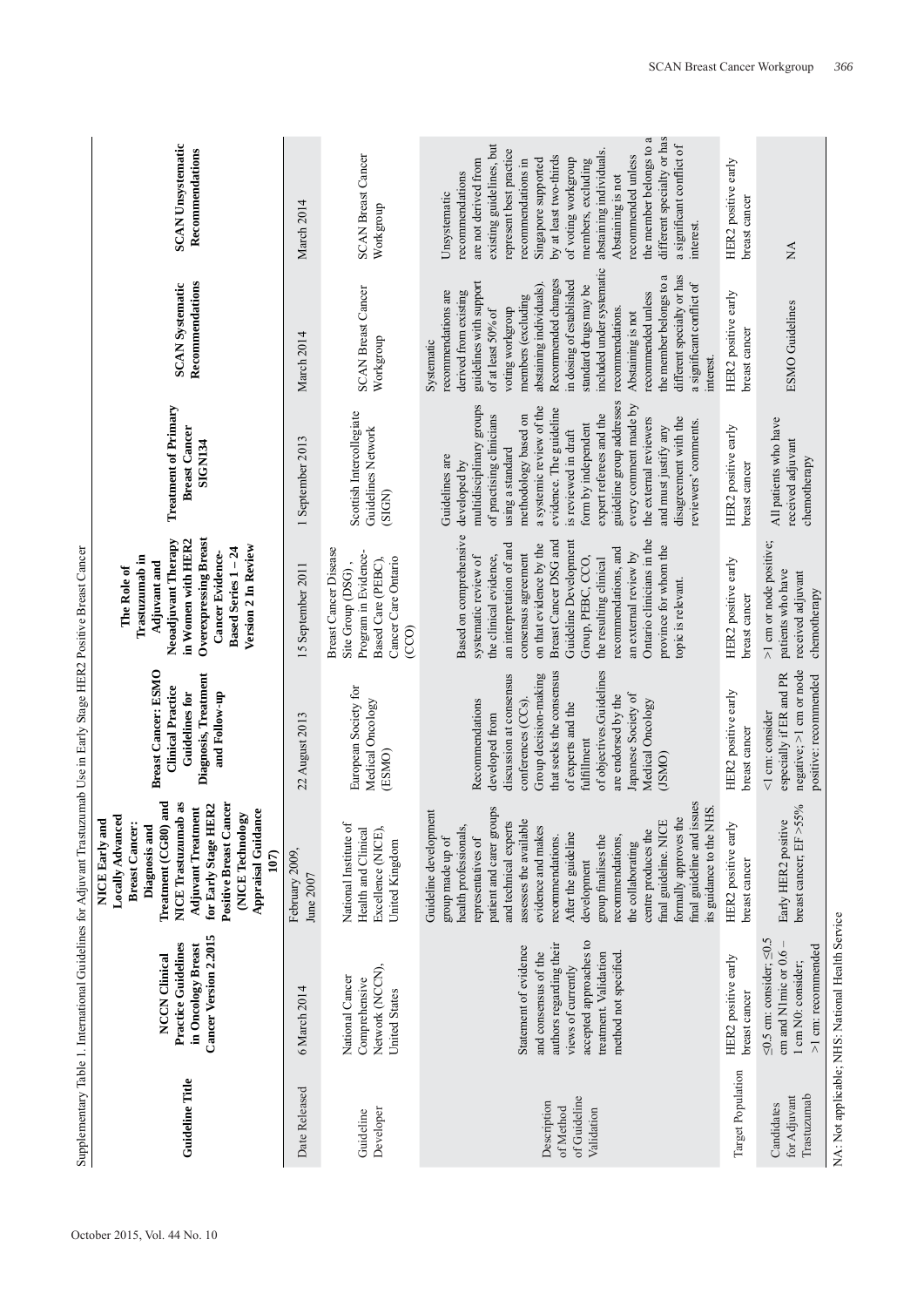Supplementary Table 1. International Guidelines for Adjuvant Trastuzumab Use in Early Stage HER2 Positive Breast Cancer

| Guideline Title | NCCN Clinical Practice Guidelines in Oncology Breast Cancer Version 2.2015 | NICE Early and Locally Advanced Breast Cancer: Diagnosis and Treatment (CG80) and NICE Trastuzumab as Adjuvant Treatment for Early Stage HER2 Positive Breast Cancer (NICE Technology Appraisal Guidance 107) | Breast Cancer: ESMO Clinical Practice Guidelines for Diagnosis, Treatment and Follow-up | The Role of Trastuzumab in Adjuvant and Neoadjuvant Therapy in Women with HER2 Overexpressing Breast Cancer Evidence-Based Series 1 – 24 Version 2 In Review | Treatment of Primary Breast Cancer SIGN134 | SCAN Systematic Recommendations | SCAN Unsystematic Recommendations |
|---|---|---|---|---|---|---|---|
| Date Released | 6 March 2014 | February 2009, June 2007 | 22 August 2013 | 15 September 2011 | 1 September 2013 | March 2014 | March 2014 |
| Guideline Developer | National Cancer Comprehensive Network (NCCN), United States | National Institute of Health and Clinical Excellence (NICE), United Kingdom | European Society for Medical Oncology (ESMO) | Breast Cancer Disease Site Group (DSG), Program in Evidence-Based Care (PEBC), Cancer Care Ontario (CCO) | Scottish Intercollegiate Guidelines Network (SIGN) | SCAN Breast Cancer Workgroup | SCAN Breast Cancer Workgroup |
| Description of Method of Guideline Validation | Statement of evidence and consensus of the authors regarding their views of currently accepted approaches to treatment. Validation method not specified. | Guideline development group made up of health professionals, representatives of patient and carer groups and technical experts assesses the available evidence and makes recommendations. After the guideline development group finalises the recommendations, the collaborating centre produces the final guideline. NICE formally approves the final guideline and issues its guidance to the NHS. | Recommendations developed from discussion at consensus conferences (CCs). Group decision-making that seeks the consensus of experts and the fulfillment of objectives.Guidelines are endorsed by the Japanese Society of Medical Oncology (JSMO) | Based on comprehensive systematic review of the clinical evidence, an interpretation of and consensus agreement on that evidence by the Breast Cancer DSG and Guideline Development Group, PEBC, CCO, the resulting clinical recommendations, and an external review by Ontario clinicians in the province for whom the topic is relevant. | Guidelines are developed by multidisciplinary groups of practising clinicians using a standard methodology based on a systematic review of the evidence. The guideline is reviewed in draft form by independent expert referees and the guideline group addresses every comment made by the external reviewers and must justify any disagreement with the reviewers' comments. | Systematic recommendations are derived from existing guidelines with support of at least 50% of voting workgroup members (excluding abstaining individuals). Recommended changes in dosing of established standard drugs may be included under systematic recommendations. Abstaining is not recommended unless the member belongs to a different specialty or has a significant conflict of interest. | Unsystematic recommendations are not derived from existing guidelines, but represent best practice recommendations in Singapore supported by at least two-thirds of voting workgroup members, excluding abstaining individuals. Abstaining is not recommended unless the member belongs to a different specialty or has a significant conflict of interest. |
| Target Population | HER2 positive early breast cancer | HER2 positive early breast cancer | HER2 positive early breast cancer | HER2 positive early breast cancer | HER2 positive early breast cancer | HER2 positive early breast cancer | HER2 positive early breast cancer |
| Candidates for Adjuvant Trastuzumab | ≤0.5 cm: consider; ≤0.5 cm and N1mic or 0.6 – 1 cm N0: consider; >1 cm: recommended | Early HER2 positive breast cancer, EF >55% | <1 cm: consider especially if ER and PR negative; >1 cm or node positive: recommended | >1 cm or node positive; patients who have received adjuvant chemotherapy | All patients who have received adjuvant chemotherapy | ESMO Guidelines | NA |

NA: Not applicable; NHS: National Health Service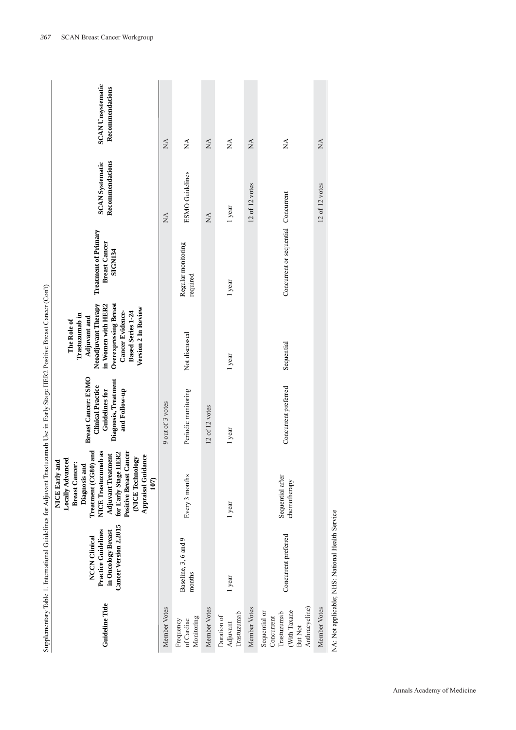Supplementary Table 1. International Guidelines for Adjuvant Trastuzumab Use in Early Stage HER2 Positive Breast Cancer (Cont)

| Guideline Title | NCCN Clinical Practice Guidelines in Oncology Breast Cancer Version 2.2015 | NICE Early and Locally Advanced Breast Cancer: Diagnosis and Treatment (CG80) and NICE Trastuzumab as Adjuvant Treatment for Early Stage HER2 Positive Breast Cancer (NICE Technology Appraisal Guidance 107) | Breast Cancer: ESMO Clinical Practice Guidelines for Diagnosis, Treatment and Follow-up | The Role of Trastuzumab in Adjuvant and Neoadjuvant Therapy in Women with HER2 Overexpressing Breast Cancer Evidence-Based Series 1-24 Version 2 In Review | Treatment of Primary Breast Cancer SIGN134 | SCAN Systematic Recommendations | SCAN Unsystematic Recommendations |
|---|---|---|---|---|---|---|---|
| Member Votes | | | 9 out of 3 votes | | | NA | NA |
| Frequency of Cardiac Monitoring | Baseline, 3, 6 and 9 months | Every 3 months | Periodic monitoring | Not discussed | Regular monitoring required | ESMO Guidelines | NA |
| Member Votes | | | 12 of 12 votes | | | NA | NA |
| Duration of Adjuvant Trastuzumab | 1 year | 1 year | 1 year | 1 year | 1 year | 1 year | NA |
| Member Votes | | | | | | 12 of 12 votes | NA |
| Sequential or Concurrent Trastuzumab (With Taxane But Not Anthracycline) | Concurrent preferred | Sequential after chemotherapy | Concurrent preferred | Sequential | Concurrent or sequential | Concurrent | NA |
| Member Votes | | | | | | 12 of 12 votes | NA |

NA: Not applicable; NHS: National Health Service